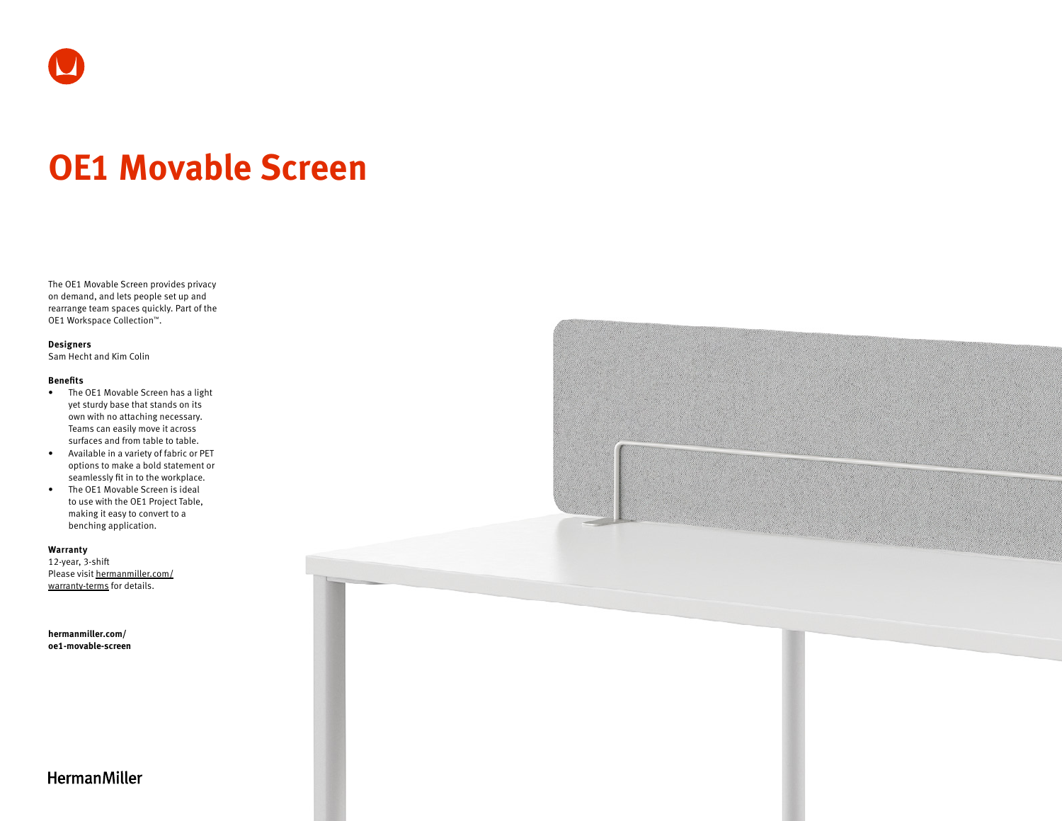# OE1 Movable Screen

The OE1 Movable Screen provides privacy on demand, and lets people set up and rearrange team spaces quickly. Part of the OE1 Workspace Collection™.

**Designers**
Sam Hecht and Kim Colin

**Benefits**

- The OE1 Movable Screen has a light yet sturdy base that stands on its own with no attaching necessary. Teams can easily move it across surfaces and from table to table.
- Available in a variety of fabric or PET options to make a bold statement or seamlessly fit in to the workplace.
- The OE1 Movable Screen is ideal to use with the OE1 Project Table, making it easy to convert to a benching application.

**Warranty**
12-year, 3-shift
Please visit hermanmiller.com/warranty-terms for details.

**hermanmiller.com/oe1-movable-screen**

HermanMiller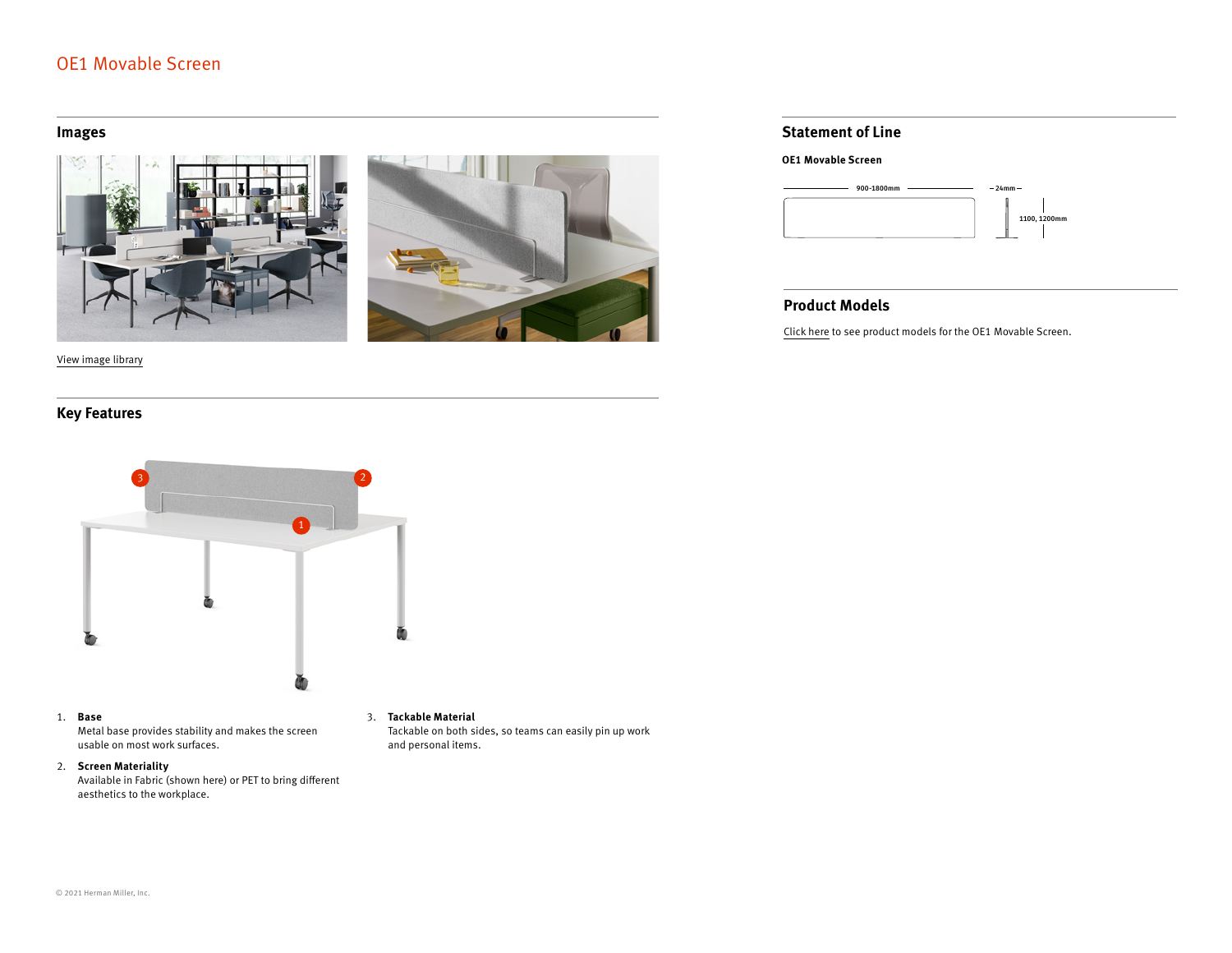# OE1 Movable Screen

## Images

View image library

## Key Features

1. **Base**
   Metal base provides stability and makes the screen usable on most work surfaces.

2. **Screen Materiality**
   Available in Fabric (shown here) or PET to bring different aesthetics to the workplace.

3. **Tackable Material**
   Tackable on both sides, so teams can easily pin up work and personal items.

## Statement of Line

**OE1 Movable Screen**

900-1800mm

24mm

1100, 1200mm

## Product Models

Click here to see product models for the OE1 Movable Screen.

© 2021 Herman Miller, Inc.